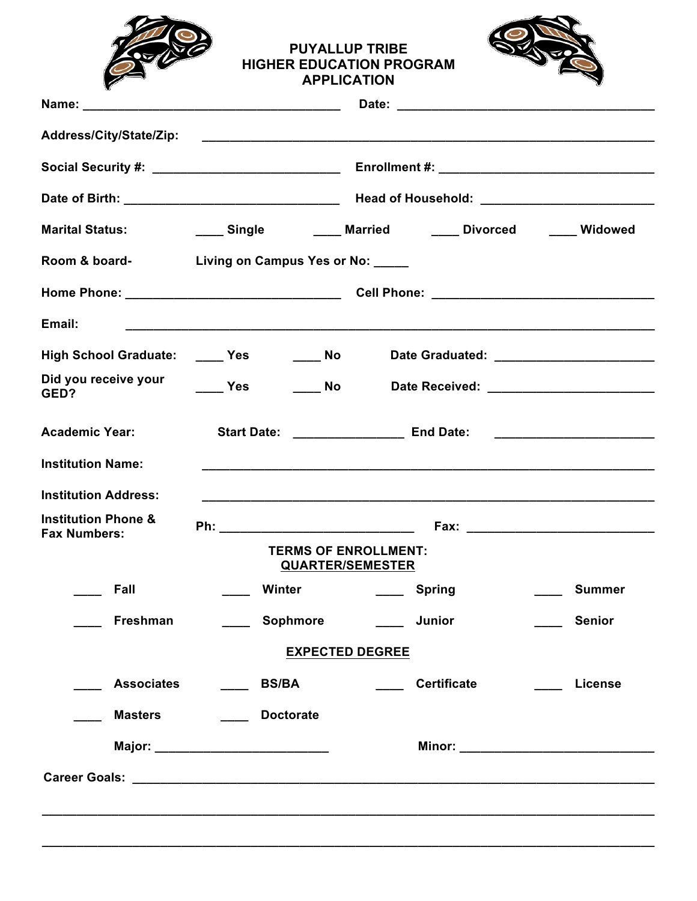# PUYALLUP TRIBE
# HIGHER EDUCATION PROGRAM
# APPLICATION

**Name:** ____________________________________ **Date:** ____________________________________

**Address/City/State/Zip:** ______________________________________________________________

**Social Security #:** __________________________ **Enrollment #:** ______________________________

**Date of Birth:** ______________________________ **Head of Household:** ________________________

**Marital Status:** ____ Single ____ Married ____ Divorced ____ Widowed

**Room & board-** Living on Campus Yes or No: _____

**Home Phone:** ______________________________ **Cell Phone:** ______________________________

**Email:** ______________________________________________________________________

**High School Graduate:** ____ Yes ____ No **Date Graduated:** ______________________

**Did you receive your GED?** ____ Yes ____ No **Date Received:** ______________________

**Academic Year:** **Start Date:** ________________ **End Date:** ______________________

**Institution Name:** ______________________________________________________________

**Institution Address:** ______________________________________________________________

**Institution Phone & Fax Numbers:** Ph: ___________________________ Fax: ___________________________

**TERMS OF ENROLLMENT:**
**QUARTER/SEMESTER**

____ Fall ____ Winter ____ Spring ____ Summer

____ Freshman ____ Sophmore ____ Junior ____ Senior

**EXPECTED DEGREE**

____ Associates ____ BS/BA ____ Certificate ____ License

____ Masters ____ Doctorate

**Major:** ________________________ **Minor:** ____________________________

**Career Goals:** ______________________________________________________________________

__________________________________________________________________________________

__________________________________________________________________________________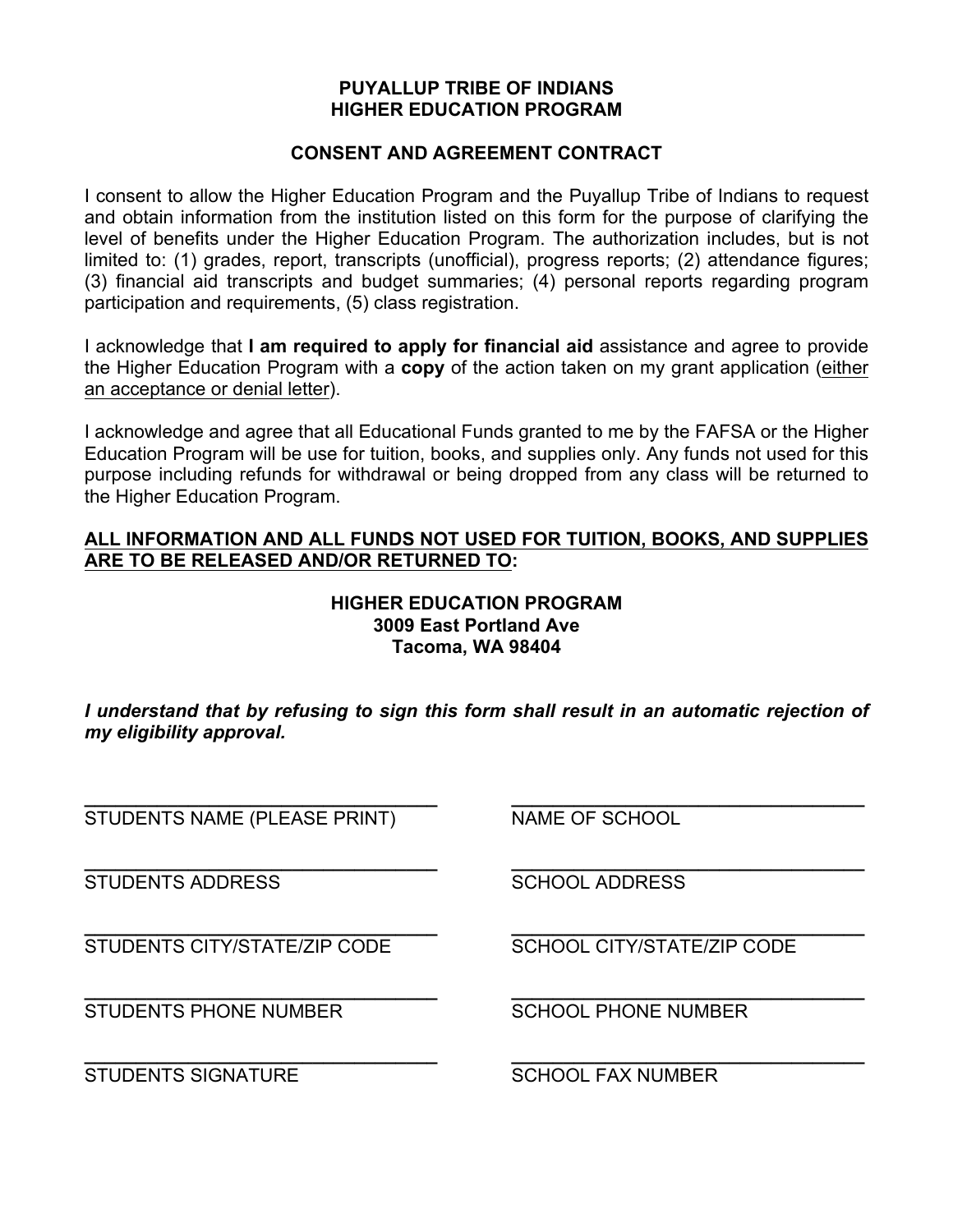# PUYALLUP TRIBE OF INDIANS
# HIGHER EDUCATION PROGRAM

## CONSENT AND AGREEMENT CONTRACT

I consent to allow the Higher Education Program and the Puyallup Tribe of Indians to request and obtain information from the institution listed on this form for the purpose of clarifying the level of benefits under the Higher Education Program. The authorization includes, but is not limited to: (1) grades, report, transcripts (unofficial), progress reports; (2) attendance figures; (3) financial aid transcripts and budget summaries; (4) personal reports regarding program participation and requirements, (5) class registration.

I acknowledge that **I am required to apply for financial aid** assistance and agree to provide the Higher Education Program with a **copy** of the action taken on my grant application (<u>either an acceptance or denial letter</u>).

I acknowledge and agree that all Educational Funds granted to me by the FAFSA or the Higher Education Program will be use for tuition, books, and supplies only. Any funds not used for this purpose including refunds for withdrawal or being dropped from any class will be returned to the Higher Education Program.

<u>**ALL INFORMATION AND ALL FUNDS NOT USED FOR TUITION, BOOKS, AND SUPPLIES ARE TO BE RELEASED AND/OR RETURNED TO:**</u>

**HIGHER EDUCATION PROGRAM**
**3009 East Portland Ave**
**Tacoma, WA 98404**

***I understand that by refusing to sign this form shall result in an automatic rejection of my eligibility approval.***

| | |
|---|---|
| ________________________________ | ________________________________ |
| STUDENTS NAME (PLEASE PRINT) | NAME OF SCHOOL |
| ________________________________ | ________________________________ |
| STUDENTS ADDRESS | SCHOOL ADDRESS |
| ________________________________ | ________________________________ |
| STUDENTS CITY/STATE/ZIP CODE | SCHOOL CITY/STATE/ZIP CODE |
| ________________________________ | ________________________________ |
| STUDENTS PHONE NUMBER | SCHOOL PHONE NUMBER |
| ________________________________ | ________________________________ |
| STUDENTS SIGNATURE | SCHOOL FAX NUMBER |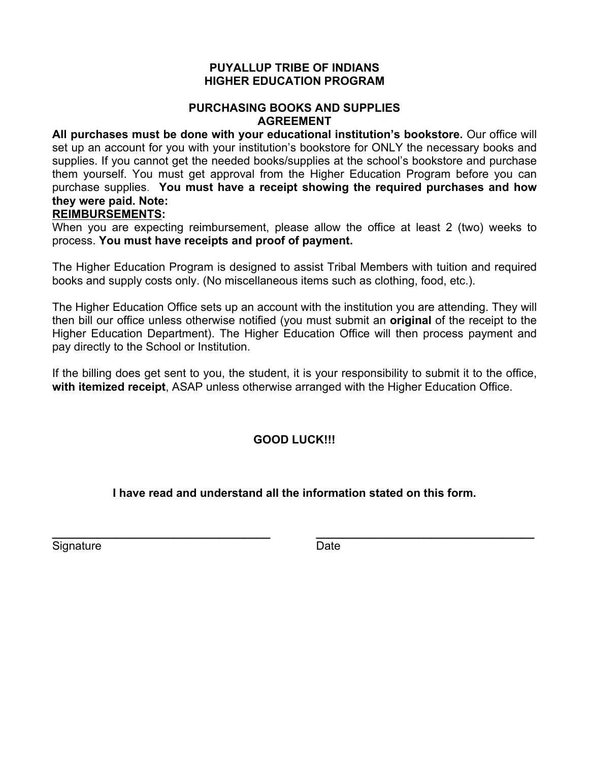# PUYALLUP TRIBE OF INDIANS
# HIGHER EDUCATION PROGRAM

## PURCHASING BOOKS AND SUPPLIES AGREEMENT

**All purchases must be done with your educational institution's bookstore.** Our office will set up an account for you with your institution's bookstore for ONLY the necessary books and supplies. If you cannot get the needed books/supplies at the school's bookstore and purchase them yourself. You must get approval from the Higher Education Program before you can purchase supplies. **You must have a receipt showing the required purchases and how they were paid. Note:**

**REIMBURSEMENTS:**

When you are expecting reimbursement, please allow the office at least 2 (two) weeks to process. **You must have receipts and proof of payment.**

The Higher Education Program is designed to assist Tribal Members with tuition and required books and supply costs only. (No miscellaneous items such as clothing, food, etc.).

The Higher Education Office sets up an account with the institution you are attending. They will then bill our office unless otherwise notified (you must submit an **original** of the receipt to the Higher Education Department). The Higher Education Office will then process payment and pay directly to the School or Institution.

If the billing does get sent to you, the student, it is your responsibility to submit it to the office, **with itemized receipt**, ASAP unless otherwise arranged with the Higher Education Office.

**GOOD LUCK!!!**

**I have read and understand all the information stated on this form.**

\_\_\_\_\_\_\_\_\_\_\_\_\_\_\_\_\_\_\_\_\_\_\_\_\_\_\_\_\_\_\_\_\_\_ \_\_\_\_\_\_\_\_\_\_\_\_\_\_\_\_\_\_\_\_\_\_\_\_\_\_\_\_\_\_\_\_\_\_

Signature Date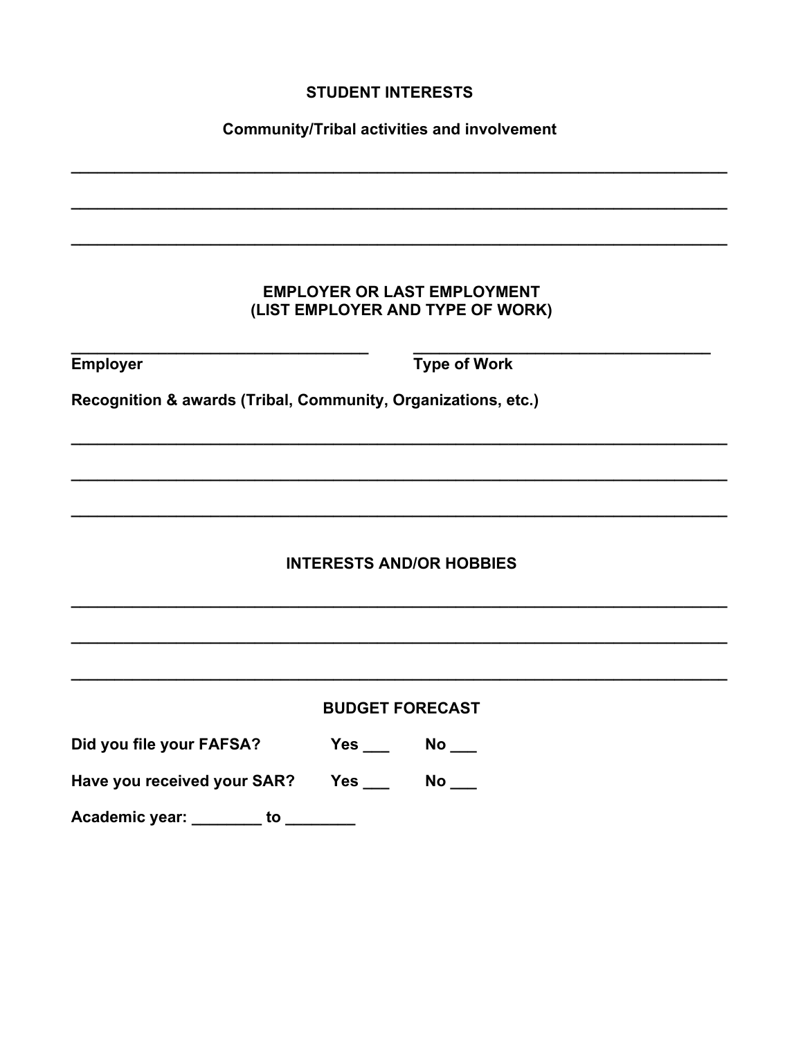## STUDENT INTERESTS

**Community/Tribal activities and involvement**

_______________________________________________________________________

_______________________________________________________________________

_______________________________________________________________________

## EMPLOYER OR LAST EMPLOYMENT
## (LIST EMPLOYER AND TYPE OF WORK)

_________________________________ _________________________________
**Employer** **Type of Work**

**Recognition & awards (Tribal, Community, Organizations, etc.)**

_______________________________________________________________________

_______________________________________________________________________

_______________________________________________________________________

## INTERESTS AND/OR HOBBIES

_______________________________________________________________________

_______________________________________________________________________

_______________________________________________________________________

## BUDGET FORECAST

**Did you file your FAFSA?** **Yes** ___ **No** ___

**Have you received your SAR?** **Yes** ___ **No** ___

**Academic year:** ________ **to** ________